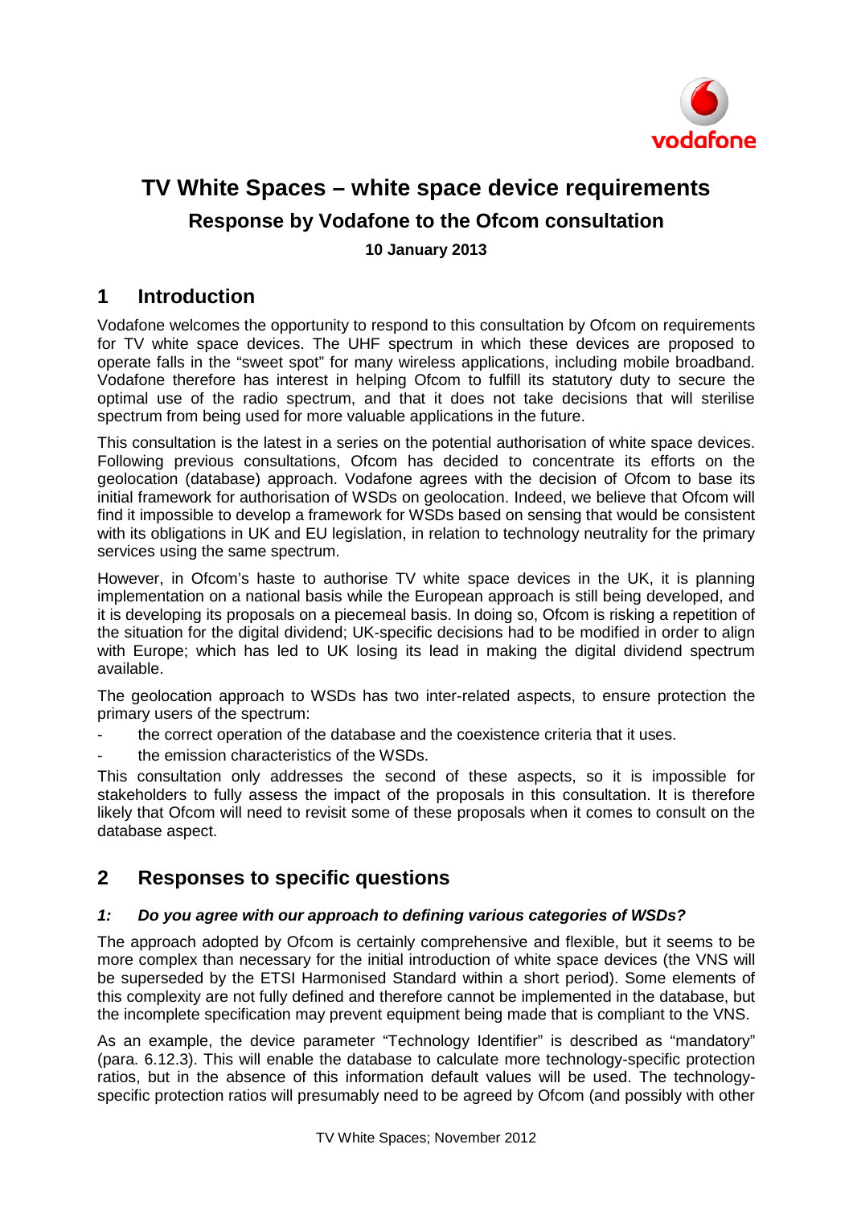# TV White Spaces – white space device requirements

## Response by Vodafone to the Ofcom consultation

**10 January 2013**

## 1 Introduction

Vodafone welcomes the opportunity to respond to this consultation by Ofcom on requirements for TV white space devices. The UHF spectrum in which these devices are proposed to operate falls in the "sweet spot" for many wireless applications, including mobile broadband. Vodafone therefore has interest in helping Ofcom to fulfill its statutory duty to secure the optimal use of the radio spectrum, and that it does not take decisions that will sterilise spectrum from being used for more valuable applications in the future.

This consultation is the latest in a series on the potential authorisation of white space devices. Following previous consultations, Ofcom has decided to concentrate its efforts on the geolocation (database) approach. Vodafone agrees with the decision of Ofcom to base its initial framework for authorisation of WSDs on geolocation. Indeed, we believe that Ofcom will find it impossible to develop a framework for WSDs based on sensing that would be consistent with its obligations in UK and EU legislation, in relation to technology neutrality for the primary services using the same spectrum.

However, in Ofcom's haste to authorise TV white space devices in the UK, it is planning implementation on a national basis while the European approach is still being developed, and it is developing its proposals on a piecemeal basis. In doing so, Ofcom is risking a repetition of the situation for the digital dividend; UK-specific decisions had to be modified in order to align with Europe; which has led to UK losing its lead in making the digital dividend spectrum available.

The geolocation approach to WSDs has two inter-related aspects, to ensure protection the primary users of the spectrum:

- the correct operation of the database and the coexistence criteria that it uses.
- the emission characteristics of the WSDs.

This consultation only addresses the second of these aspects, so it is impossible for stakeholders to fully assess the impact of the proposals in this consultation. It is therefore likely that Ofcom will need to revisit some of these proposals when it comes to consult on the database aspect.

## 2 Responses to specific questions

### *1: Do you agree with our approach to defining various categories of WSDs?*

The approach adopted by Ofcom is certainly comprehensive and flexible, but it seems to be more complex than necessary for the initial introduction of white space devices (the VNS will be superseded by the ETSI Harmonised Standard within a short period). Some elements of this complexity are not fully defined and therefore cannot be implemented in the database, but the incomplete specification may prevent equipment being made that is compliant to the VNS.

As an example, the device parameter "Technology Identifier" is described as "mandatory" (para. 6.12.3). This will enable the database to calculate more technology-specific protection ratios, but in the absence of this information default values will be used. The technology-specific protection ratios will presumably need to be agreed by Ofcom (and possibly with other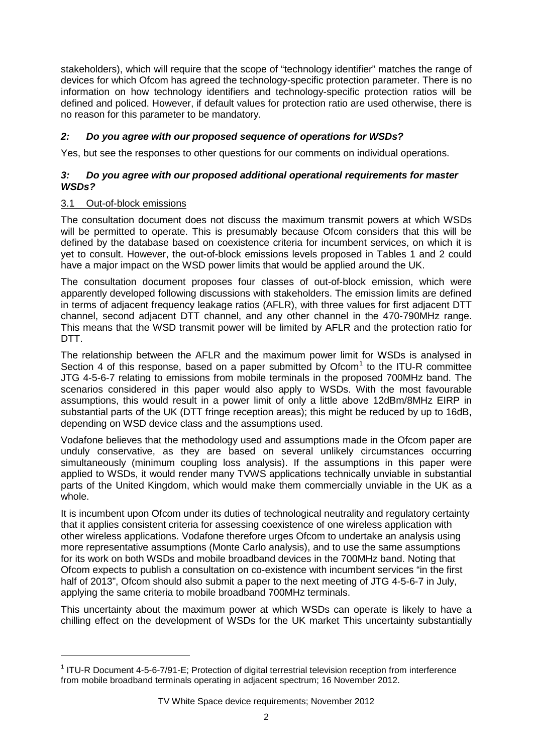stakeholders), which will require that the scope of "technology identifier" matches the range of devices for which Ofcom has agreed the technology-specific protection parameter. There is no information on how technology identifiers and technology-specific protection ratios will be defined and policed. However, if default values for protection ratio are used otherwise, there is no reason for this parameter to be mandatory.

### *2: Do you agree with our proposed sequence of operations for WSDs?*

Yes, but see the responses to other questions for our comments on individual operations.

### *3: Do you agree with our proposed additional operational requirements for master WSDs?*

#### 3.1 Out-of-block emissions

The consultation document does not discuss the maximum transmit powers at which WSDs will be permitted to operate. This is presumably because Ofcom considers that this will be defined by the database based on coexistence criteria for incumbent services, on which it is yet to consult. However, the out-of-block emissions levels proposed in Tables 1 and 2 could have a major impact on the WSD power limits that would be applied around the UK.

The consultation document proposes four classes of out-of-block emission, which were apparently developed following discussions with stakeholders. The emission limits are defined in terms of adjacent frequency leakage ratios (AFLR), with three values for first adjacent DTT channel, second adjacent DTT channel, and any other channel in the 470-790MHz range. This means that the WSD transmit power will be limited by AFLR and the protection ratio for DTT.

The relationship between the AFLR and the maximum power limit for WSDs is analysed in Section 4 of this response, based on a paper submitted by Ofcom[1] to the ITU-R committee JTG 4-5-6-7 relating to emissions from mobile terminals in the proposed 700MHz band. The scenarios considered in this paper would also apply to WSDs. With the most favourable assumptions, this would result in a power limit of only a little above 12dBm/8MHz EIRP in substantial parts of the UK (DTT fringe reception areas); this might be reduced by up to 16dB, depending on WSD device class and the assumptions used.

Vodafone believes that the methodology used and assumptions made in the Ofcom paper are unduly conservative, as they are based on several unlikely circumstances occurring simultaneously (minimum coupling loss analysis). If the assumptions in this paper were applied to WSDs, it would render many TVWS applications technically unviable in substantial parts of the United Kingdom, which would make them commercially unviable in the UK as a whole.

It is incumbent upon Ofcom under its duties of technological neutrality and regulatory certainty that it applies consistent criteria for assessing coexistence of one wireless application with other wireless applications. Vodafone therefore urges Ofcom to undertake an analysis using more representative assumptions (Monte Carlo analysis), and to use the same assumptions for its work on both WSDs and mobile broadband devices in the 700MHz band. Noting that Ofcom expects to publish a consultation on co-existence with incumbent services "in the first half of 2013", Ofcom should also submit a paper to the next meeting of JTG 4-5-6-7 in July, applying the same criteria to mobile broadband 700MHz terminals.

This uncertainty about the maximum power at which WSDs can operate is likely to have a chilling effect on the development of WSDs for the UK market This uncertainty substantially

[1] ITU-R Document 4-5-6-7/91-E; Protection of digital terrestrial television reception from interference from mobile broadband terminals operating in adjacent spectrum; 16 November 2012.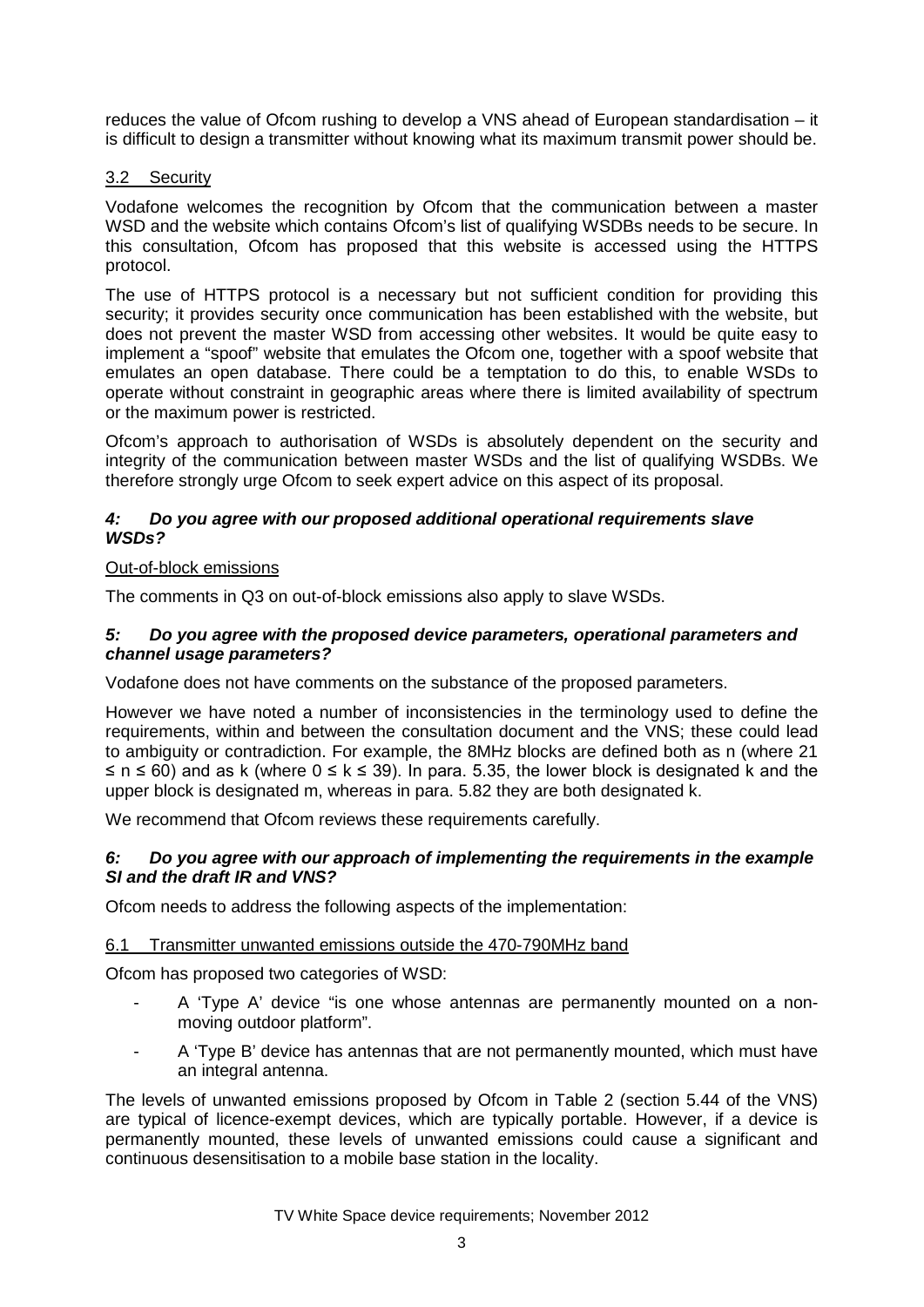reduces the value of Ofcom rushing to develop a VNS ahead of European standardisation – it is difficult to design a transmitter without knowing what its maximum transmit power should be.

### 3.2 Security

Vodafone welcomes the recognition by Ofcom that the communication between a master WSD and the website which contains Ofcom's list of qualifying WSDBs needs to be secure. In this consultation, Ofcom has proposed that this website is accessed using the HTTPS protocol.

The use of HTTPS protocol is a necessary but not sufficient condition for providing this security; it provides security once communication has been established with the website, but does not prevent the master WSD from accessing other websites. It would be quite easy to implement a "spoof" website that emulates the Ofcom one, together with a spoof website that emulates an open database. There could be a temptation to do this, to enable WSDs to operate without constraint in geographic areas where there is limited availability of spectrum or the maximum power is restricted.

Ofcom's approach to authorisation of WSDs is absolutely dependent on the security and integrity of the communication between master WSDs and the list of qualifying WSDBs. We therefore strongly urge Ofcom to seek expert advice on this aspect of its proposal.

#### *4: Do you agree with our proposed additional operational requirements slave WSDs?*

Out-of-block emissions

The comments in Q3 on out-of-block emissions also apply to slave WSDs.

#### *5: Do you agree with the proposed device parameters, operational parameters and channel usage parameters?*

Vodafone does not have comments on the substance of the proposed parameters.

However we have noted a number of inconsistencies in the terminology used to define the requirements, within and between the consultation document and the VNS; these could lead to ambiguity or contradiction. For example, the 8MHz blocks are defined both as n (where $21 \leq n \leq 60$) and as k (where $0 \leq k \leq 39$). In para. 5.35, the lower block is designated k and the upper block is designated m, whereas in para. 5.82 they are both designated k.

We recommend that Ofcom reviews these requirements carefully.

#### *6: Do you agree with our approach of implementing the requirements in the example SI and the draft IR and VNS?*

Ofcom needs to address the following aspects of the implementation:

### 6.1 Transmitter unwanted emissions outside the 470-790MHz band

Ofcom has proposed two categories of WSD:

- A 'Type A' device "is one whose antennas are permanently mounted on a non-moving outdoor platform".
- A 'Type B' device has antennas that are not permanently mounted, which must have an integral antenna.

The levels of unwanted emissions proposed by Ofcom in Table 2 (section 5.44 of the VNS) are typical of licence-exempt devices, which are typically portable. However, if a device is permanently mounted, these levels of unwanted emissions could cause a significant and continuous desensitisation to a mobile base station in the locality.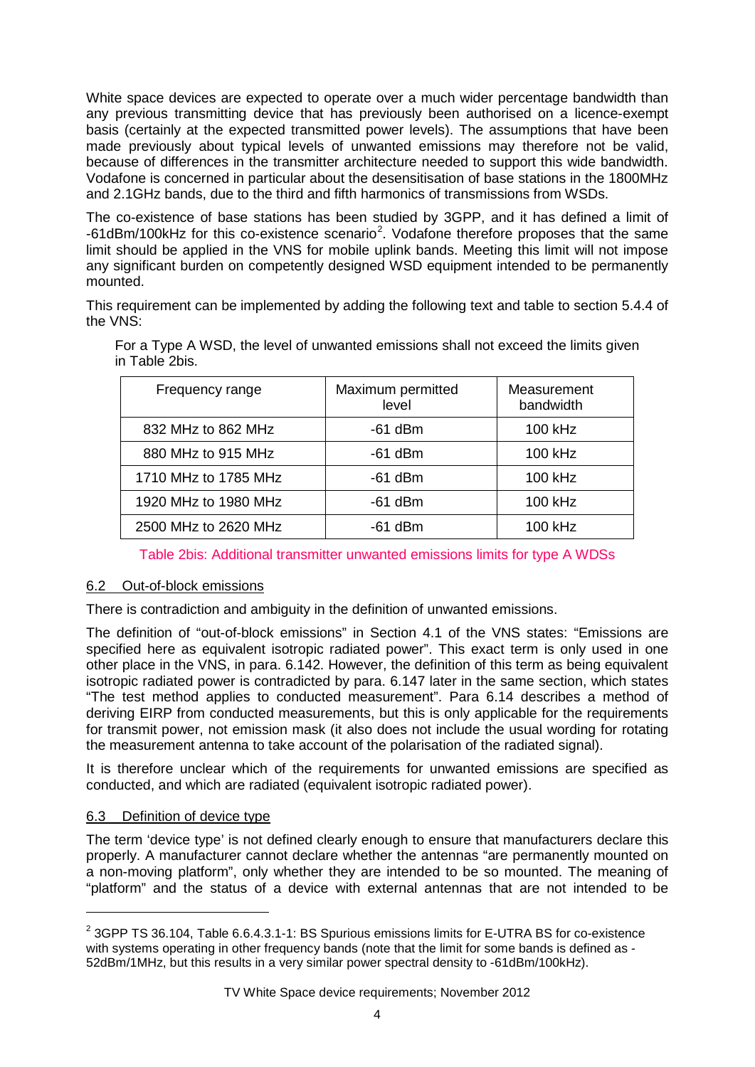White space devices are expected to operate over a much wider percentage bandwidth than any previous transmitting device that has previously been authorised on a licence-exempt basis (certainly at the expected transmitted power levels). The assumptions that have been made previously about typical levels of unwanted emissions may therefore not be valid, because of differences in the transmitter architecture needed to support this wide bandwidth. Vodafone is concerned in particular about the desensitisation of base stations in the 1800MHz and 2.1GHz bands, due to the third and fifth harmonics of transmissions from WSDs.

The co-existence of base stations has been studied by 3GPP, and it has defined a limit of -61dBm/100kHz for this co-existence scenario[2]. Vodafone therefore proposes that the same limit should be applied in the VNS for mobile uplink bands. Meeting this limit will not impose any significant burden on competently designed WSD equipment intended to be permanently mounted.

This requirement can be implemented by adding the following text and table to section 5.4.4 of the VNS:

> For a Type A WSD, the level of unwanted emissions shall not exceed the limits given in Table 2bis.

| Frequency range | Maximum permitted level | Measurement bandwidth |
|---|---|---|
| 832 MHz to 862 MHz | -61 dBm | 100 kHz |
| 880 MHz to 915 MHz | -61 dBm | 100 kHz |
| 1710 MHz to 1785 MHz | -61 dBm | 100 kHz |
| 1920 MHz to 1980 MHz | -61 dBm | 100 kHz |
| 2500 MHz to 2620 MHz | -61 dBm | 100 kHz |

Table 2bis: Additional transmitter unwanted emissions limits for type A WDSs

## 6.2 Out-of-block emissions

There is contradiction and ambiguity in the definition of unwanted emissions.

The definition of "out-of-block emissions" in Section 4.1 of the VNS states: "Emissions are specified here as equivalent isotropic radiated power". This exact term is only used in one other place in the VNS, in para. 6.142. However, the definition of this term as being equivalent isotropic radiated power is contradicted by para. 6.147 later in the same section, which states "The test method applies to conducted measurement". Para 6.14 describes a method of deriving EIRP from conducted measurements, but this is only applicable for the requirements for transmit power, not emission mask (it also does not include the usual wording for rotating the measurement antenna to take account of the polarisation of the radiated signal).

It is therefore unclear which of the requirements for unwanted emissions are specified as conducted, and which are radiated (equivalent isotropic radiated power).

## 6.3 Definition of device type

The term 'device type' is not defined clearly enough to ensure that manufacturers declare this properly. A manufacturer cannot declare whether the antennas "are permanently mounted on a non-moving platform", only whether they are intended to be so mounted. The meaning of "platform" and the status of a device with external antennas that are not intended to be

---

[2] 3GPP TS 36.104, Table 6.6.4.3.1-1: BS Spurious emissions limits for E-UTRA BS for co-existence with systems operating in other frequency bands (note that the limit for some bands is defined as -52dBm/1MHz, but this results in a very similar power spectral density to -61dBm/100kHz).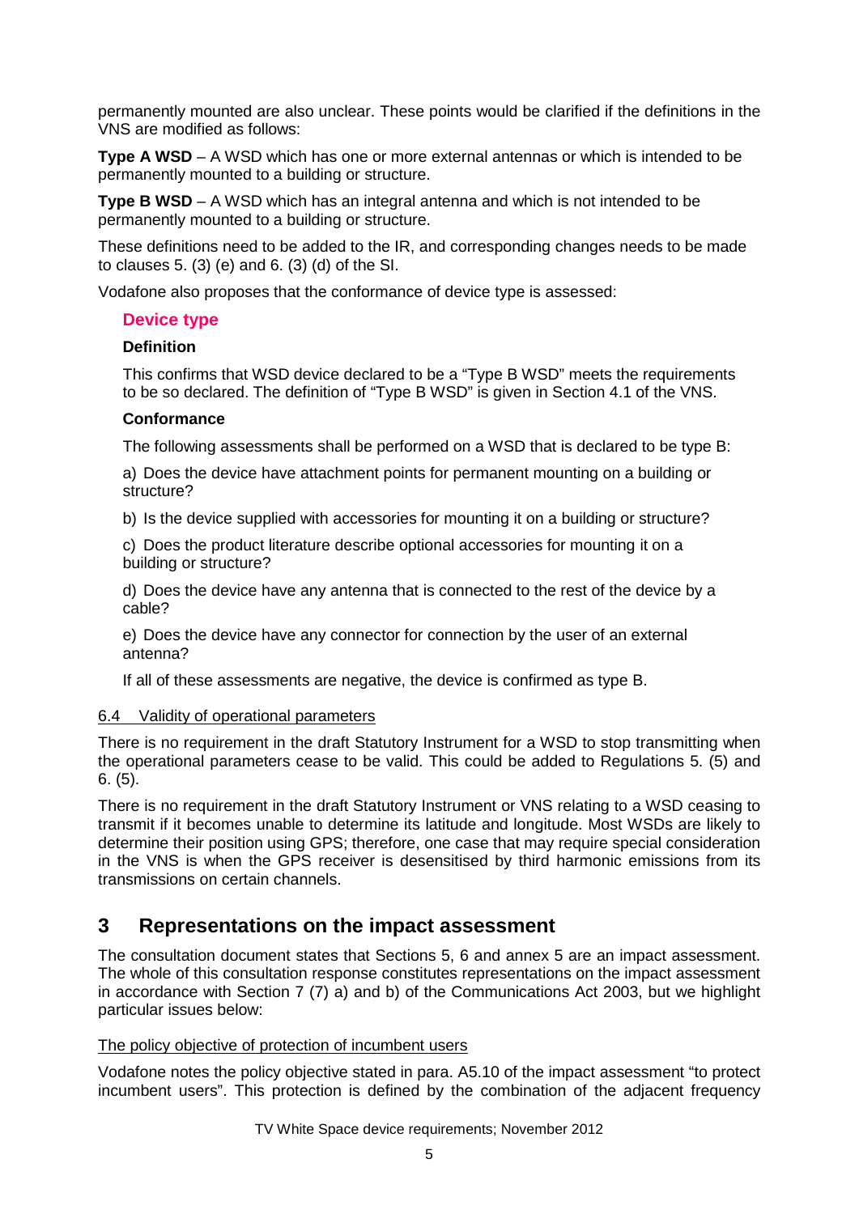permanently mounted are also unclear. These points would be clarified if the definitions in the VNS are modified as follows:

**Type A WSD** – A WSD which has one or more external antennas or which is intended to be permanently mounted to a building or structure.

**Type B WSD** – A WSD which has an integral antenna and which is not intended to be permanently mounted to a building or structure.

These definitions need to be added to the IR, and corresponding changes needs to be made to clauses 5. (3) (e) and 6. (3) (d) of the SI.

Vodafone also proposes that the conformance of device type is assessed:

> **Device type**
>
> **Definition**
>
> This confirms that WSD device declared to be a "Type B WSD" meets the requirements to be so declared. The definition of "Type B WSD" is given in Section 4.1 of the VNS.
>
> **Conformance**
>
> The following assessments shall be performed on a WSD that is declared to be type B:
>
> a) Does the device have attachment points for permanent mounting on a building or structure?
>
> b) Is the device supplied with accessories for mounting it on a building or structure?
>
> c) Does the product literature describe optional accessories for mounting it on a building or structure?
>
> d) Does the device have any antenna that is connected to the rest of the device by a cable?
>
> e) Does the device have any connector for connection by the user of an external antenna?
>
> If all of these assessments are negative, the device is confirmed as type B.

6.4 Validity of operational parameters

There is no requirement in the draft Statutory Instrument for a WSD to stop transmitting when the operational parameters cease to be valid. This could be added to Regulations 5. (5) and 6. (5).

There is no requirement in the draft Statutory Instrument or VNS relating to a WSD ceasing to transmit if it becomes unable to determine its latitude and longitude. Most WSDs are likely to determine their position using GPS; therefore, one case that may require special consideration in the VNS is when the GPS receiver is desensitised by third harmonic emissions from its transmissions on certain channels.

# 3 Representations on the impact assessment

The consultation document states that Sections 5, 6 and annex 5 are an impact assessment. The whole of this consultation response constitutes representations on the impact assessment in accordance with Section 7 (7) a) and b) of the Communications Act 2003, but we highlight particular issues below:

The policy objective of protection of incumbent users

Vodafone notes the policy objective stated in para. A5.10 of the impact assessment "to protect incumbent users". This protection is defined by the combination of the adjacent frequency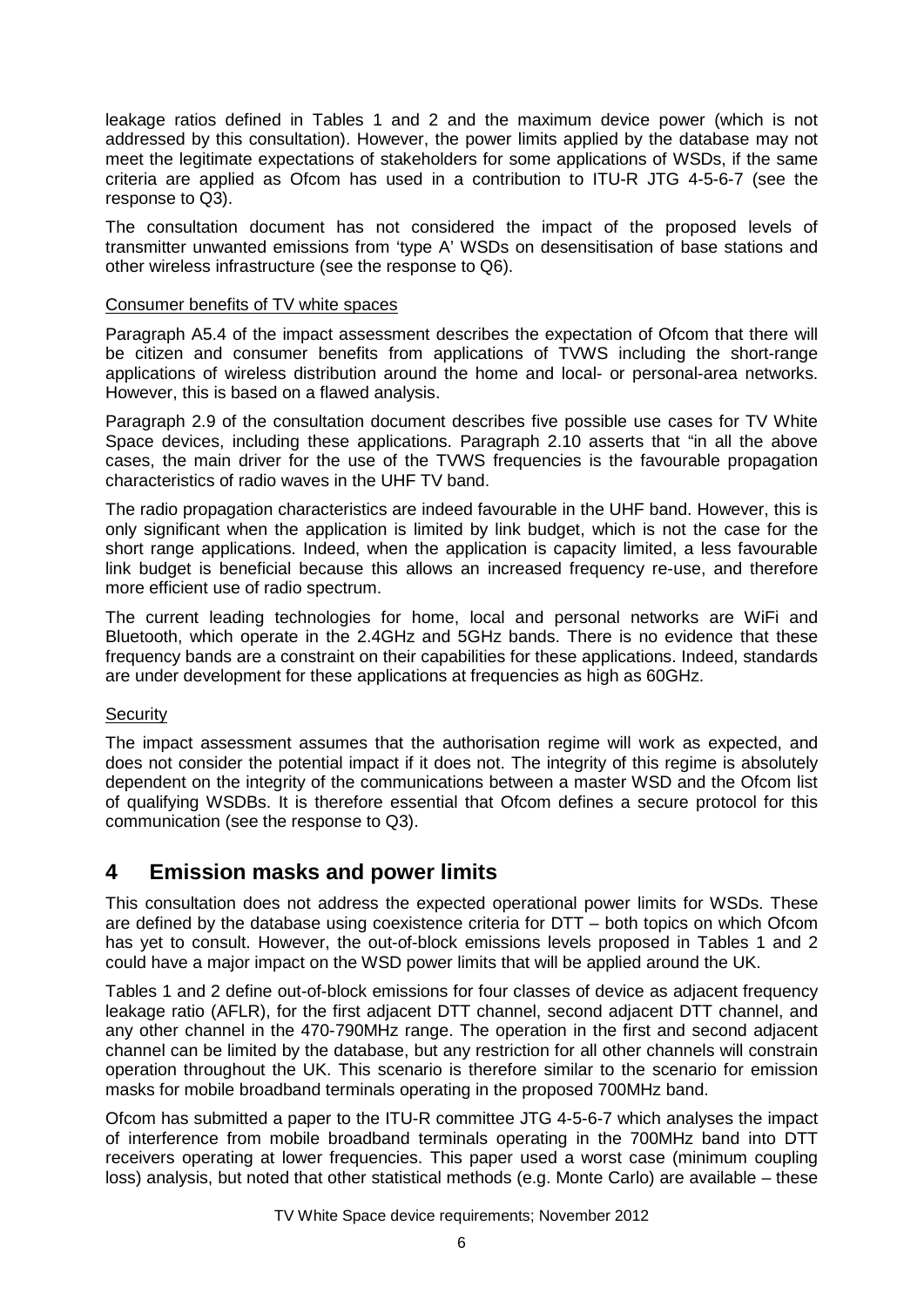leakage ratios defined in Tables 1 and 2 and the maximum device power (which is not addressed by this consultation). However, the power limits applied by the database may not meet the legitimate expectations of stakeholders for some applications of WSDs, if the same criteria are applied as Ofcom has used in a contribution to ITU-R JTG 4-5-6-7 (see the response to Q3).

The consultation document has not considered the impact of the proposed levels of transmitter unwanted emissions from 'type A' WSDs on desensitisation of base stations and other wireless infrastructure (see the response to Q6).

Consumer benefits of TV white spaces

Paragraph A5.4 of the impact assessment describes the expectation of Ofcom that there will be citizen and consumer benefits from applications of TVWS including the short-range applications of wireless distribution around the home and local- or personal-area networks. However, this is based on a flawed analysis.

Paragraph 2.9 of the consultation document describes five possible use cases for TV White Space devices, including these applications. Paragraph 2.10 asserts that "in all the above cases, the main driver for the use of the TVWS frequencies is the favourable propagation characteristics of radio waves in the UHF TV band.

The radio propagation characteristics are indeed favourable in the UHF band. However, this is only significant when the application is limited by link budget, which is not the case for the short range applications. Indeed, when the application is capacity limited, a less favourable link budget is beneficial because this allows an increased frequency re-use, and therefore more efficient use of radio spectrum.

The current leading technologies for home, local and personal networks are WiFi and Bluetooth, which operate in the 2.4GHz and 5GHz bands. There is no evidence that these frequency bands are a constraint on their capabilities for these applications. Indeed, standards are under development for these applications at frequencies as high as 60GHz.

Security

The impact assessment assumes that the authorisation regime will work as expected, and does not consider the potential impact if it does not. The integrity of this regime is absolutely dependent on the integrity of the communications between a master WSD and the Ofcom list of qualifying WSDBs. It is therefore essential that Ofcom defines a secure protocol for this communication (see the response to Q3).

# 4 Emission masks and power limits

This consultation does not address the expected operational power limits for WSDs. These are defined by the database using coexistence criteria for DTT – both topics on which Ofcom has yet to consult. However, the out-of-block emissions levels proposed in Tables 1 and 2 could have a major impact on the WSD power limits that will be applied around the UK.

Tables 1 and 2 define out-of-block emissions for four classes of device as adjacent frequency leakage ratio (AFLR), for the first adjacent DTT channel, second adjacent DTT channel, and any other channel in the 470-790MHz range. The operation in the first and second adjacent channel can be limited by the database, but any restriction for all other channels will constrain operation throughout the UK. This scenario is therefore similar to the scenario for emission masks for mobile broadband terminals operating in the proposed 700MHz band.

Ofcom has submitted a paper to the ITU-R committee JTG 4-5-6-7 which analyses the impact of interference from mobile broadband terminals operating in the 700MHz band into DTT receivers operating at lower frequencies. This paper used a worst case (minimum coupling loss) analysis, but noted that other statistical methods (e.g. Monte Carlo) are available – these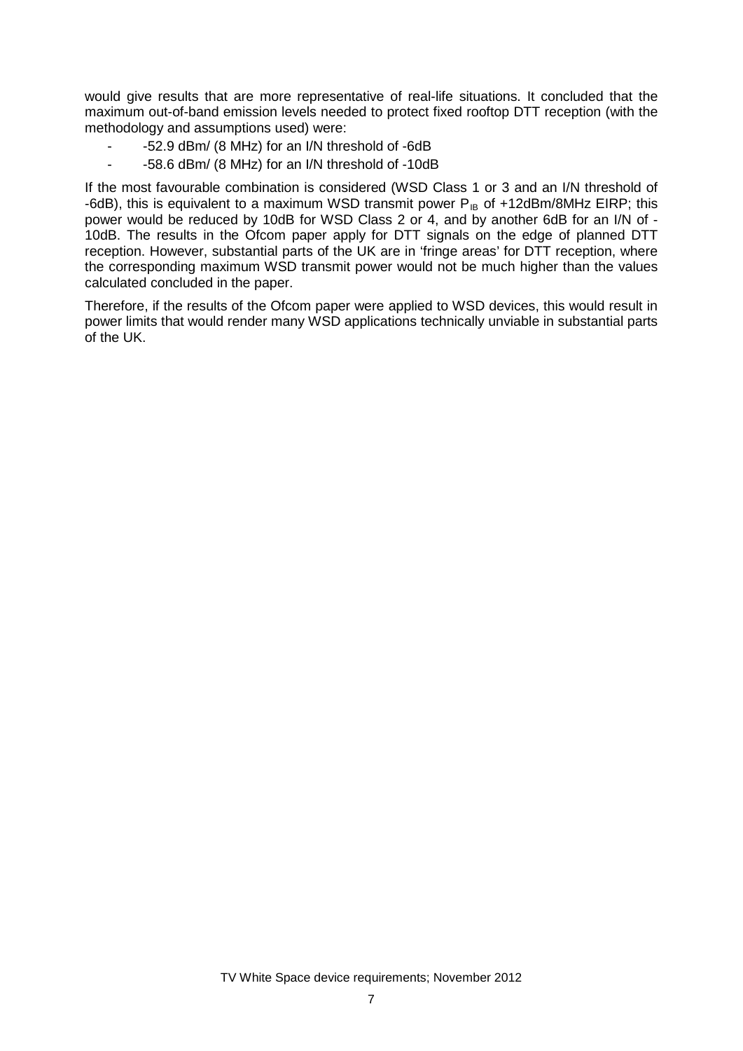would give results that are more representative of real-life situations. It concluded that the maximum out-of-band emission levels needed to protect fixed rooftop DTT reception (with the methodology and assumptions used) were:

- -52.9 dBm/ (8 MHz) for an I/N threshold of -6dB
- -58.6 dBm/ (8 MHz) for an I/N threshold of -10dB

If the most favourable combination is considered (WSD Class 1 or 3 and an I/N threshold of -6dB), this is equivalent to a maximum WSD transmit power $P_{IB}$ of +12dBm/8MHz EIRP; this power would be reduced by 10dB for WSD Class 2 or 4, and by another 6dB for an I/N of -10dB. The results in the Ofcom paper apply for DTT signals on the edge of planned DTT reception. However, substantial parts of the UK are in 'fringe areas' for DTT reception, where the corresponding maximum WSD transmit power would not be much higher than the values calculated concluded in the paper.

Therefore, if the results of the Ofcom paper were applied to WSD devices, this would result in power limits that would render many WSD applications technically unviable in substantial parts of the UK.